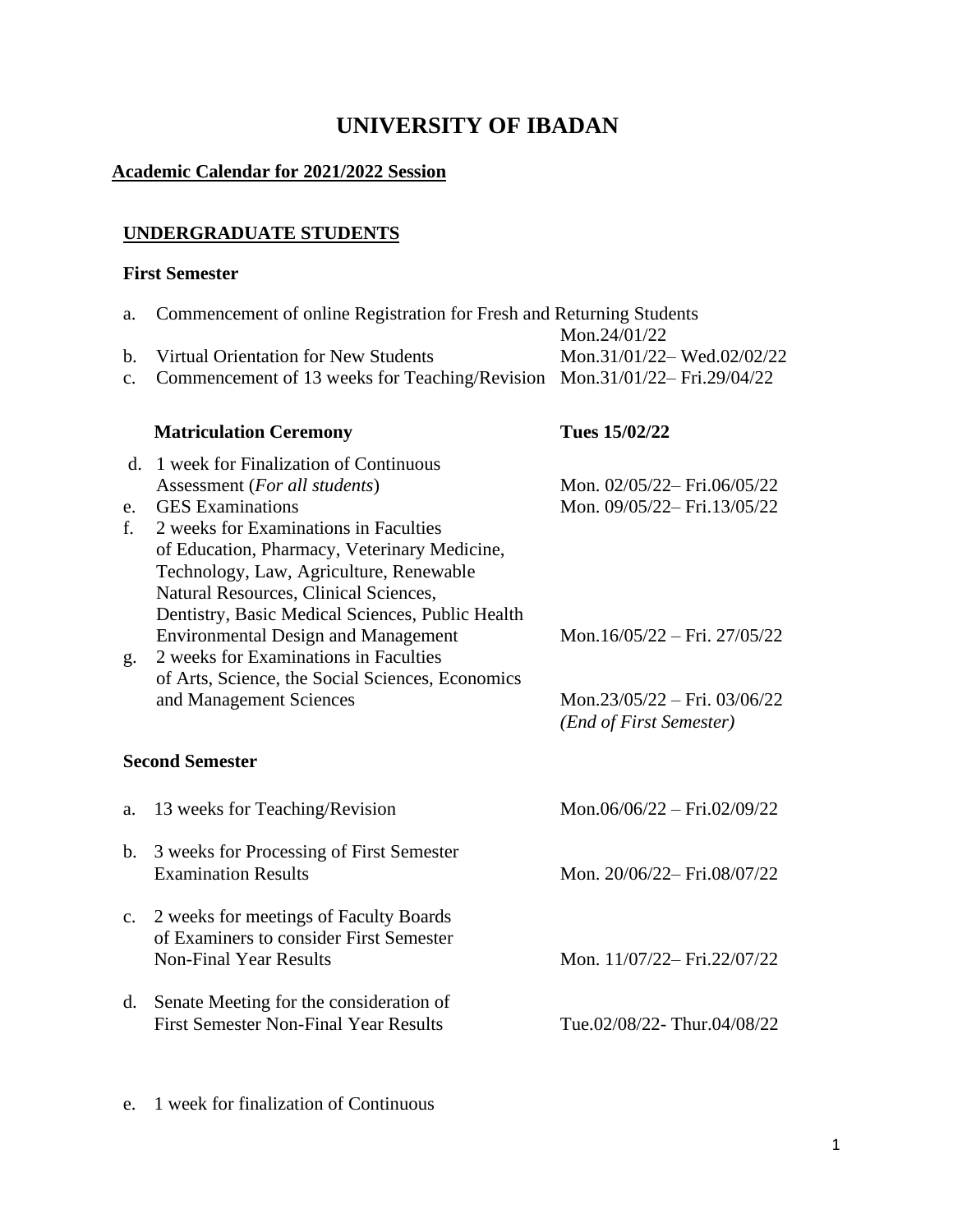# UNIVERSITY OF IBADAN

**Academic Calendar for 2021/2022 Session**

## UNDERGRADUATE STUDENTS

### First Semester

| | | |
|---|---|---|
| a. | Commencement of online Registration for Fresh and Returning Students | Mon.24/01/22 |
| b. | Virtual Orientation for New Students | Mon.31/01/22– Wed.02/02/22 |
| c. | Commencement of 13 weeks for Teaching/Revision | Mon.31/01/22– Fri.29/04/22 |
| | **Matriculation Ceremony** | **Tues 15/02/22** |
| d. | 1 week for Finalization of Continuous Assessment (*For all students*) | Mon. 02/05/22– Fri.06/05/22 |
| e. | GES Examinations | Mon. 09/05/22– Fri.13/05/22 |
| f. | 2 weeks for Examinations in Faculties of Education, Pharmacy, Veterinary Medicine, Technology, Law, Agriculture, Renewable Natural Resources, Clinical Sciences, Dentistry, Basic Medical Sciences, Public Health Environmental Design and Management | Mon.16/05/22 – Fri. 27/05/22 |
| g. | 2 weeks for Examinations in Faculties of Arts, Science, the Social Sciences, Economics and Management Sciences | Mon.23/05/22 – Fri. 03/06/22 *(End of First Semester)* |

### Second Semester

| | | |
|---|---|---|
| a. | 13 weeks for Teaching/Revision | Mon.06/06/22 – Fri.02/09/22 |
| b. | 3 weeks for Processing of First Semester Examination Results | Mon. 20/06/22– Fri.08/07/22 |
| c. | 2 weeks for meetings of Faculty Boards of Examiners to consider First Semester Non-Final Year Results | Mon. 11/07/22– Fri.22/07/22 |
| d. | Senate Meeting for the consideration of First Semester Non-Final Year Results | Tue.02/08/22- Thur.04/08/22 |
| e. | 1 week for finalization of Continuous | |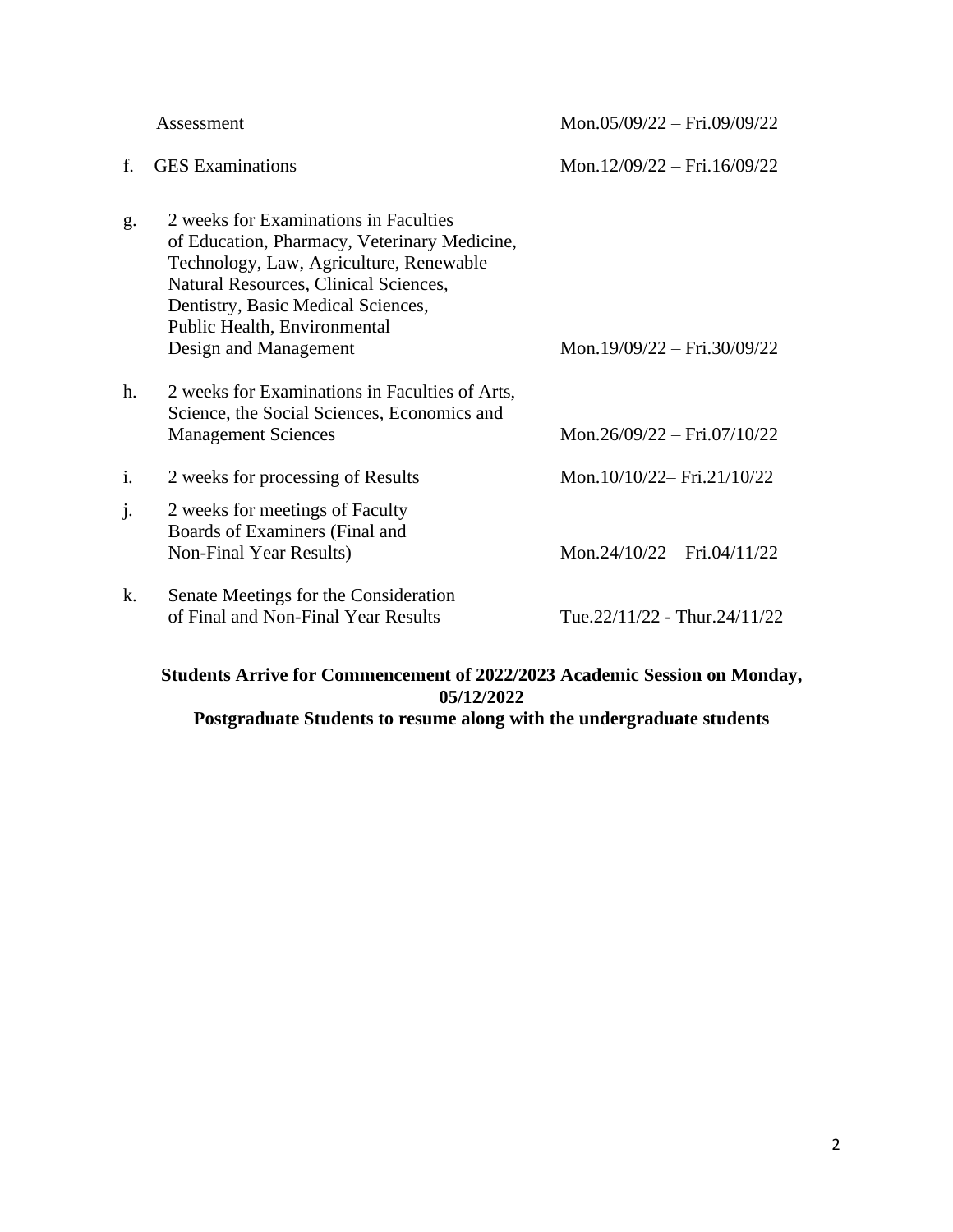| | | |
|---|---|---|
| | Assessment | Mon.05/09/22 – Fri.09/09/22 |
| f. | GES Examinations | Mon.12/09/22 – Fri.16/09/22 |
| g. | 2 weeks for Examinations in Faculties of Education, Pharmacy, Veterinary Medicine, Technology, Law, Agriculture, Renewable Natural Resources, Clinical Sciences, Dentistry, Basic Medical Sciences, Public Health, Environmental Design and Management | Mon.19/09/22 – Fri.30/09/22 |
| h. | 2 weeks for Examinations in Faculties of Arts, Science, the Social Sciences, Economics and Management Sciences | Mon.26/09/22 – Fri.07/10/22 |
| i. | 2 weeks for processing of Results | Mon.10/10/22– Fri.21/10/22 |
| j. | 2 weeks for meetings of Faculty Boards of Examiners (Final and Non-Final Year Results) | Mon.24/10/22 – Fri.04/11/22 |
| k. | Senate Meetings for the Consideration of Final and Non-Final Year Results | Tue.22/11/22 - Thur.24/11/22 |

**Students Arrive for Commencement of 2022/2023 Academic Session on Monday, 05/12/2022**

**Postgraduate Students to resume along with the undergraduate students**